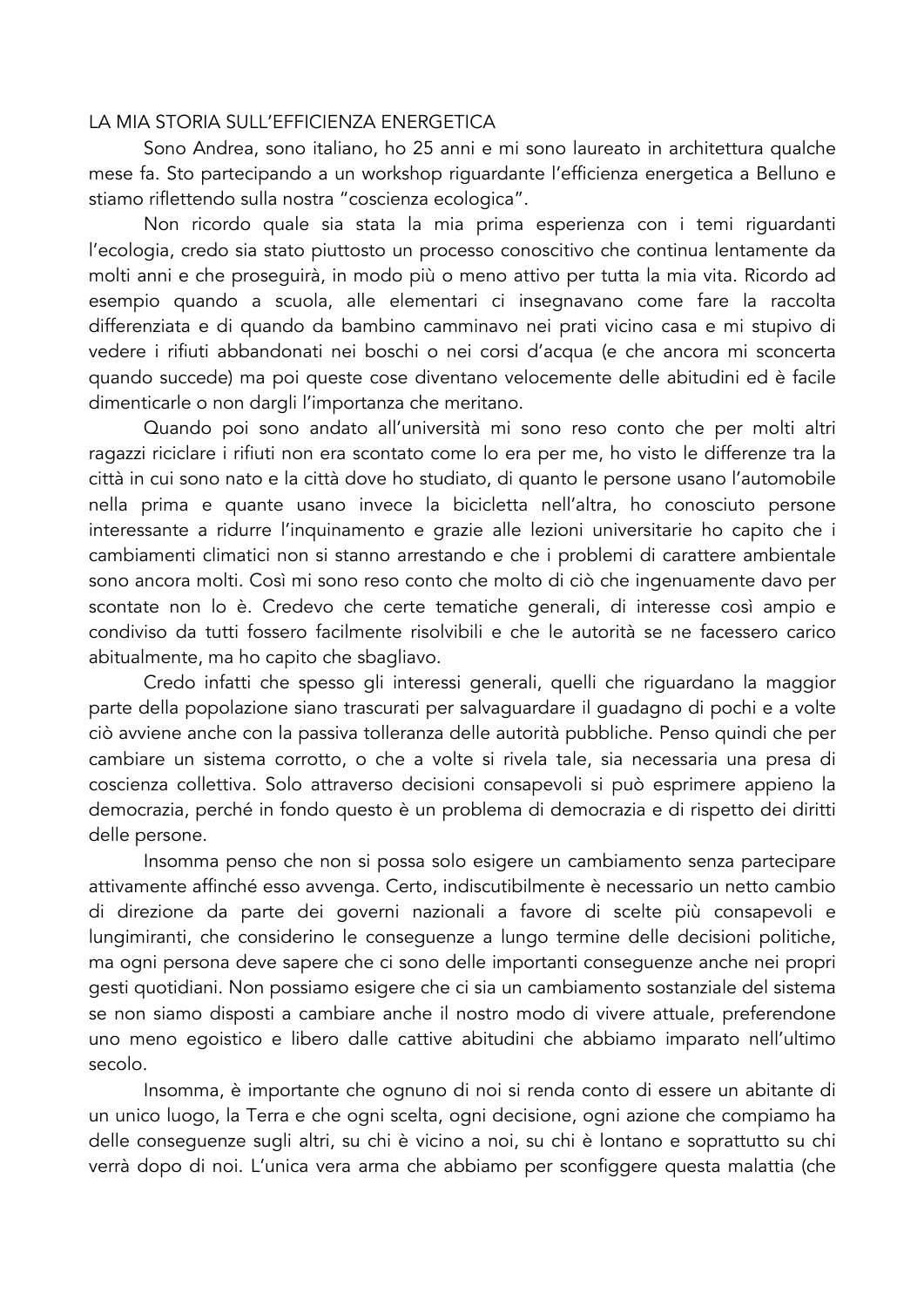# LA MIA STORIA SULL'EFFICIENZA ENERGETICA

Sono Andrea, sono italiano, ho 25 anni e mi sono laureato in architettura qualche mese fa. Sto partecipando a un workshop riguardante l'efficienza energetica a Belluno e stiamo riflettendo sulla nostra "coscienza ecologica".

Non ricordo quale sia stata la mia prima esperienza con i temi riguardanti l'ecologia, credo sia stato piuttosto un processo conoscitivo che continua lentamente da molti anni e che proseguirà, in modo più o meno attivo per tutta la mia vita. Ricordo ad esempio quando a scuola, alle elementari ci insegnavano come fare la raccolta differenziata e di quando da bambino camminavo nei prati vicino casa e mi stupivo di vedere i rifiuti abbandonati nei boschi o nei corsi d'acqua (e che ancora mi sconcerta quando succede) ma poi queste cose diventano velocemente delle abitudini ed è facile dimenticarle o non dargli l'importanza che meritano.

Quando poi sono andato all'università mi sono reso conto che per molti altri ragazzi riciclare i rifiuti non era scontato come lo era per me, ho visto le differenze tra la città in cui sono nato e la città dove ho studiato, di quanto le persone usano l'automobile nella prima e quante usano invece la bicicletta nell'altra, ho conosciuto persone interessante a ridurre l'inquinamento e grazie alle lezioni universitarie ho capito che i cambiamenti climatici non si stanno arrestando e che i problemi di carattere ambientale sono ancora molti. Così mi sono reso conto che molto di ciò che ingenuamente davo per scontate non lo è. Credevo che certe tematiche generali, di interesse così ampio e condiviso da tutti fossero facilmente risolvibili e che le autorità se ne facessero carico abitualmente, ma ho capito che sbagliavo.

Credo infatti che spesso gli interessi generali, quelli che riguardano la maggior parte della popolazione siano trascurati per salvaguardare il guadagno di pochi e a volte ciò avviene anche con la passiva tolleranza delle autorità pubbliche. Penso quindi che per cambiare un sistema corrotto, o che a volte si rivela tale, sia necessaria una presa di coscienza collettiva. Solo attraverso decisioni consapevoli si può esprimere appieno la democrazia, perché in fondo questo è un problema di democrazia e di rispetto dei diritti delle persone.

Insomma penso che non si possa solo esigere un cambiamento senza partecipare attivamente affinché esso avvenga. Certo, indiscutibilmente è necessario un netto cambio di direzione da parte dei governi nazionali a favore di scelte più consapevoli e lungimiranti, che considerino le conseguenze a lungo termine delle decisioni politiche, ma ogni persona deve sapere che ci sono delle importanti conseguenze anche nei propri gesti quotidiani. Non possiamo esigere che ci sia un cambiamento sostanziale del sistema se non siamo disposti a cambiare anche il nostro modo di vivere attuale, preferendone uno meno egoistico e libero dalle cattive abitudini che abbiamo imparato nell'ultimo secolo.

Insomma, è importante che ognuno di noi si renda conto di essere un abitante di un unico luogo, la Terra e che ogni scelta, ogni decisione, ogni azione che compiamo ha delle conseguenze sugli altri, su chi è vicino a noi, su chi è lontano e soprattutto su chi verrà dopo di noi. L'unica vera arma che abbiamo per sconfiggere questa malattia (che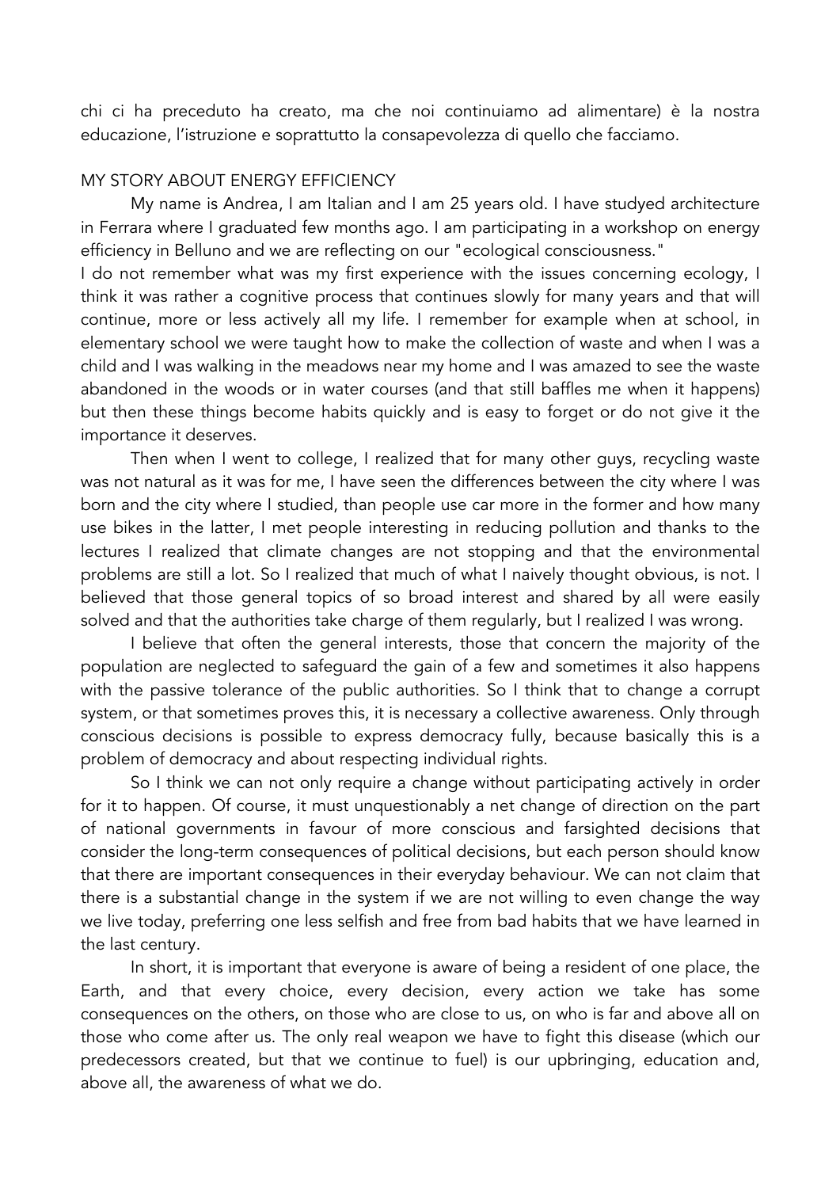chi ci ha preceduto ha creato, ma che noi continuiamo ad alimentare) è la nostra educazione, l'istruzione e soprattutto la consapevolezza di quello che facciamo.

## MY STORY ABOUT ENERGY EFFICIENCY

My name is Andrea, I am Italian and I am 25 years old. I have studyed architecture in Ferrara where I graduated few months ago. I am participating in a workshop on energy efficiency in Belluno and we are reflecting on our "ecological consciousness."

I do not remember what was my first experience with the issues concerning ecology, I think it was rather a cognitive process that continues slowly for many years and that will continue, more or less actively all my life. I remember for example when at school, in elementary school we were taught how to make the collection of waste and when I was a child and I was walking in the meadows near my home and I was amazed to see the waste abandoned in the woods or in water courses (and that still baffles me when it happens) but then these things become habits quickly and is easy to forget or do not give it the importance it deserves.

Then when I went to college, I realized that for many other guys, recycling waste was not natural as it was for me, I have seen the differences between the city where I was born and the city where I studied, than people use car more in the former and how many use bikes in the latter, I met people interesting in reducing pollution and thanks to the lectures I realized that climate changes are not stopping and that the environmental problems are still a lot. So I realized that much of what I naively thought obvious, is not. I believed that those general topics of so broad interest and shared by all were easily solved and that the authorities take charge of them regularly, but I realized I was wrong.

I believe that often the general interests, those that concern the majority of the population are neglected to safeguard the gain of a few and sometimes it also happens with the passive tolerance of the public authorities. So I think that to change a corrupt system, or that sometimes proves this, it is necessary a collective awareness. Only through conscious decisions is possible to express democracy fully, because basically this is a problem of democracy and about respecting individual rights.

So I think we can not only require a change without participating actively in order for it to happen. Of course, it must unquestionably a net change of direction on the part of national governments in favour of more conscious and farsighted decisions that consider the long-term consequences of political decisions, but each person should know that there are important consequences in their everyday behaviour. We can not claim that there is a substantial change in the system if we are not willing to even change the way we live today, preferring one less selfish and free from bad habits that we have learned in the last century.

In short, it is important that everyone is aware of being a resident of one place, the Earth, and that every choice, every decision, every action we take has some consequences on the others, on those who are close to us, on who is far and above all on those who come after us. The only real weapon we have to fight this disease (which our predecessors created, but that we continue to fuel) is our upbringing, education and, above all, the awareness of what we do.